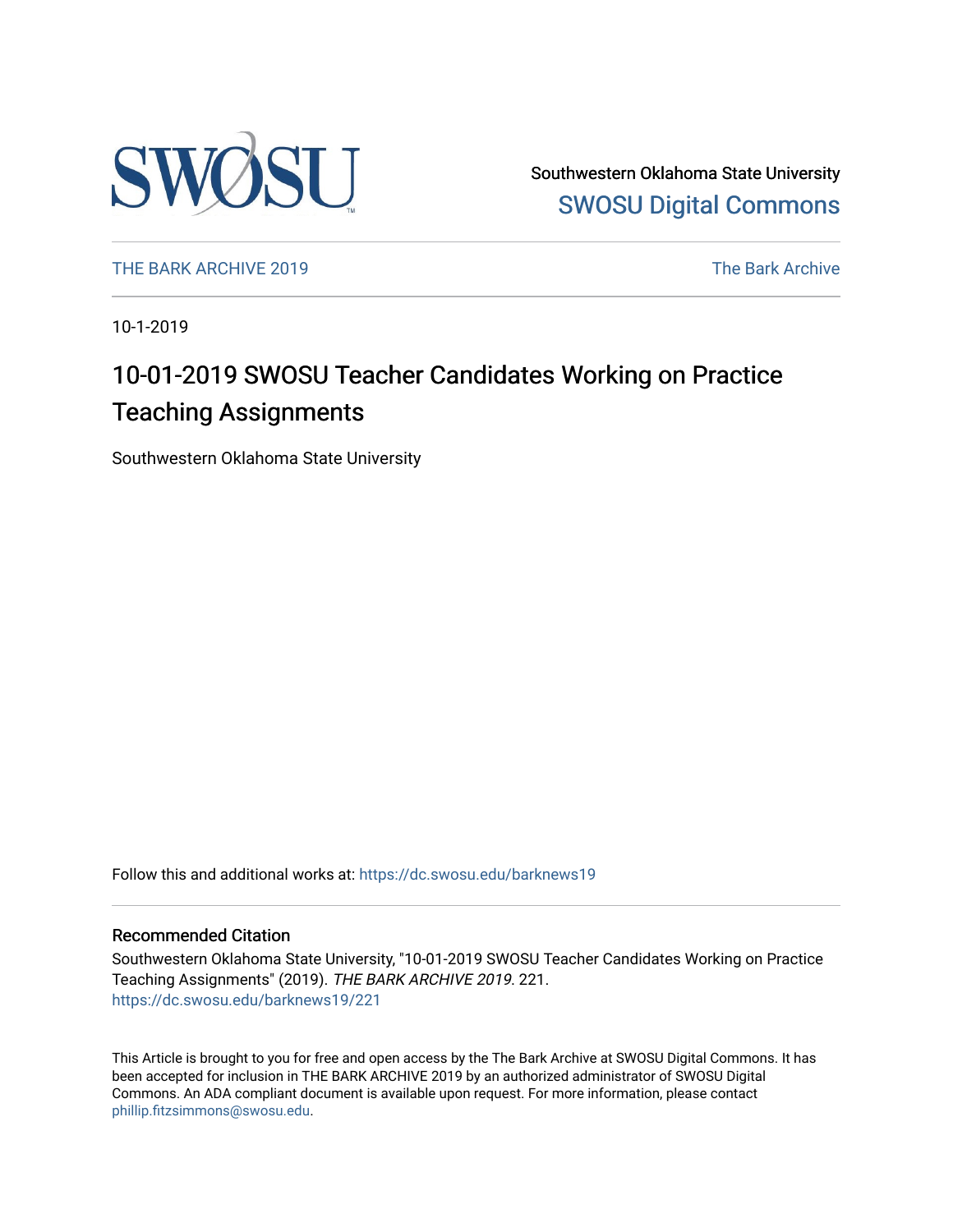Southwestern Oklahoma State University

SWOSU Digital Commons

THE BARK ARCHIVE 2019

The Bark Archive

10-1-2019

# 10-01-2019 SWOSU Teacher Candidates Working on Practice Teaching Assignments

Southwestern Oklahoma State University

Follow this and additional works at: https://dc.swosu.edu/barknews19

## Recommended Citation

Southwestern Oklahoma State University, "10-01-2019 SWOSU Teacher Candidates Working on Practice Teaching Assignments" (2019). *THE BARK ARCHIVE 2019*. 221.
https://dc.swosu.edu/barknews19/221

This Article is brought to you for free and open access by the The Bark Archive at SWOSU Digital Commons. It has been accepted for inclusion in THE BARK ARCHIVE 2019 by an authorized administrator of SWOSU Digital Commons. An ADA compliant document is available upon request. For more information, please contact phillip.fitzsimmons@swosu.edu.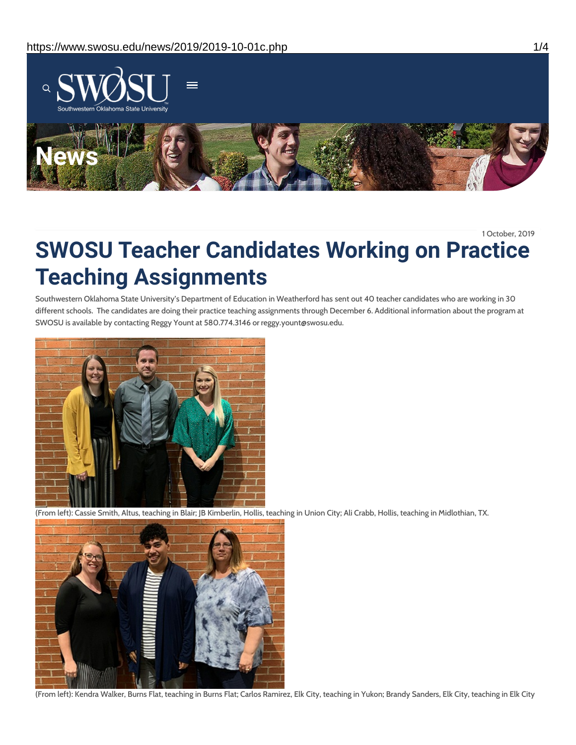1 October, 2019

# SWOSU Teacher Candidates Working on Practice Teaching Assignments

Southwestern Oklahoma State University's Department of Education in Weatherford has sent out 40 teacher candidates who are working in 30 different schools. The candidates are doing their practice teaching assignments through December 6. Additional information about the program at SWOSU is available by contacting Reggy Yount at 580.774.3146 or reggy.yount@swosu.edu.

(From left): Cassie Smith, Altus, teaching in Blair; JB Kimberlin, Hollis, teaching in Union City; Ali Crabb, Hollis, teaching in Midlothian, TX.

(From left): Kendra Walker, Burns Flat, teaching in Burns Flat; Carlos Ramirez, Elk City, teaching in Yukon; Brandy Sanders, Elk City, teaching in Elk City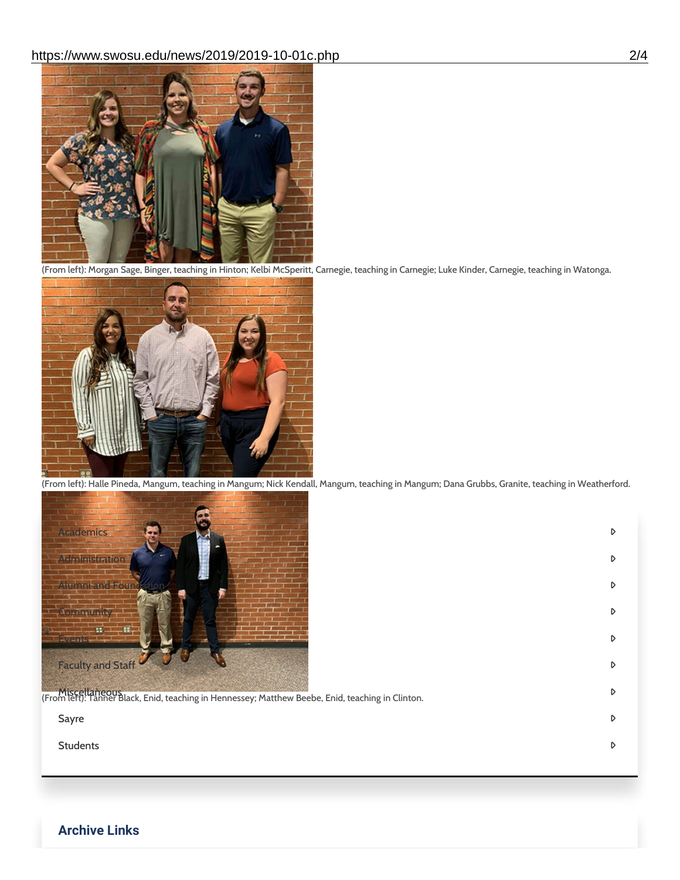(From left): Morgan Sage, Binger, teaching in Hinton; Kelbi McSperitt, Carnegie, teaching in Carnegie; Luke Kinder, Carnegie, teaching in Watonga.

(From left): Halle Pineda, Mangum, teaching in Mangum; Nick Kendall, Mangum, teaching in Mangum; Dana Grubbs, Granite, teaching in Weatherford.

(From left): Tanner Black, Enid, teaching in Hennessey; Matthew Beebe, Enid, teaching in Clinton.

- Academics
- Administration
- Alumni and Foundation
- Community
- Events
- Faculty and Staff
- Miscellaneous
- Sayre
- Students

## Archive Links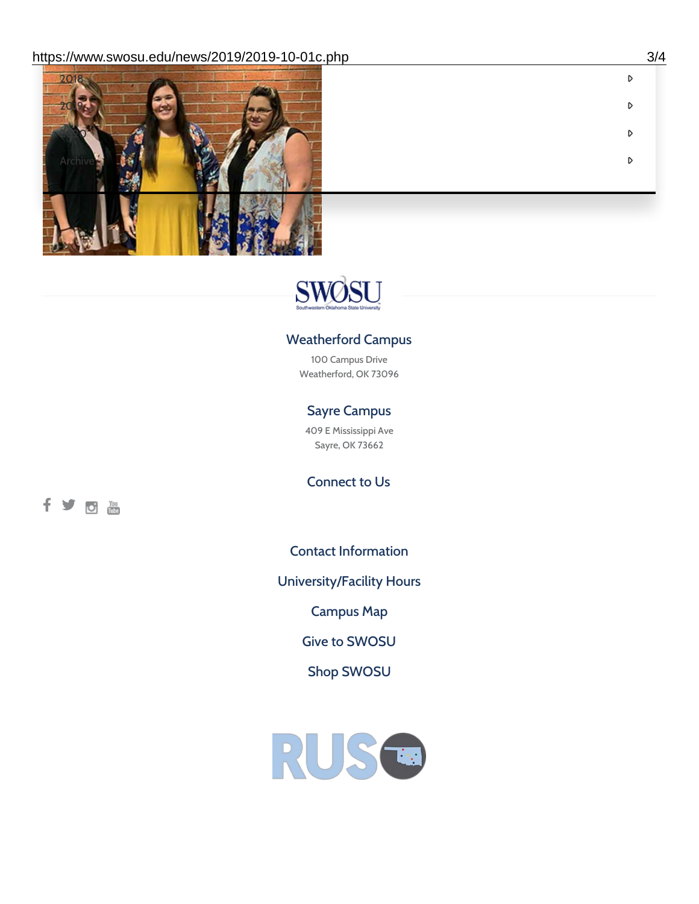2018

2019

2020

Archive

Weatherford Campus

100 Campus Drive
Weatherford, OK 73096

Sayre Campus

409 E Mississippi Ave
Sayre, OK 73662

Connect to Us

Contact Information

University/Facility Hours

Campus Map

Give to SWOSU

Shop SWOSU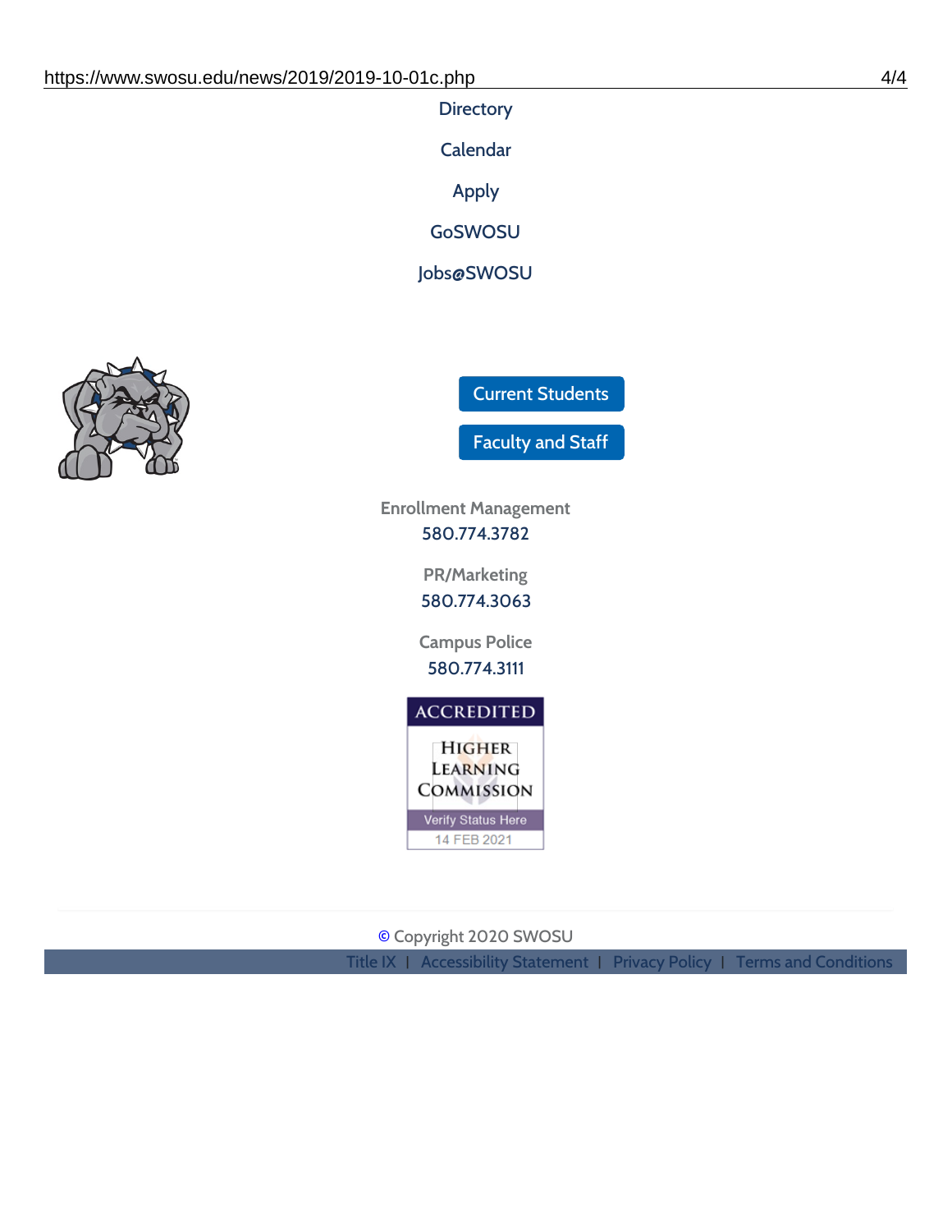Directory

Calendar

Apply

GoSWOSU

Jobs@SWOSU

Current Students

Faculty and Staff

Enrollment Management
580.774.3782

PR/Marketing
580.774.3063

Campus Police
580.774.3111

ACCREDITED
HIGHER LEARNING COMMISSION
Verify Status Here
14 FEB 2021

© Copyright 2020 SWOSU

Title IX | Accessibility Statement | Privacy Policy | Terms and Conditions